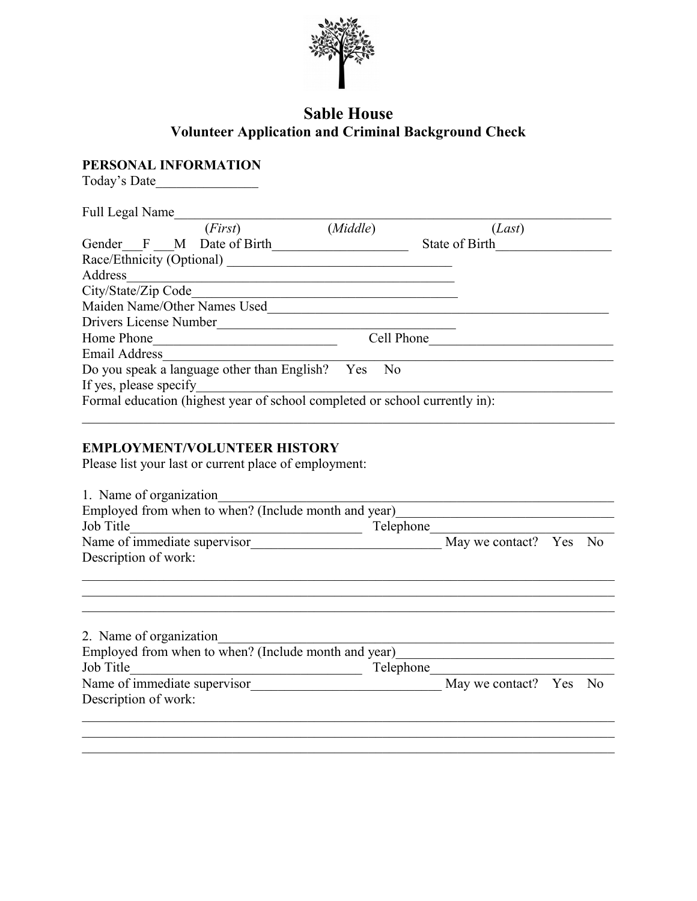# Sable House

## Volunteer Application and Criminal Background Check

**PERSONAL INFORMATION**

Today's Date_______________

Full Legal Name_________________________________________________________________
(*First*) (*Middle*) (*Last*)

Gender___F ___M Date of Birth____________________ State of Birth_________________

Race/Ethnicity (Optional) _________________________________

Address_____________________________________________

City/State/Zip Code________________________________________

Maiden Name/Other Names Used____________________________________________________

Drivers License Number_______________________________

Home Phone___________________________ Cell Phone___________________________

Email Address_____________________________________________________________

Do you speak a language other than English? Yes No

If yes, please specify___________________________________________________________

Formal education (highest year of school completed or school currently in):

_______________________________________________________________________________

**EMPLOYMENT/VOLUNTEER HISTORY**

Please list your last or current place of employment:

1. Name of organization___________________________________________________________

Employed from when to when? (Include month and year)______________________________

Job Title___________________________________ Telephone_________________________

Name of immediate supervisor____________________________ May we contact? Yes No

Description of work:

_______________________________________________________________________________

_______________________________________________________________________________

_______________________________________________________________________________

2. Name of organization___________________________________________________________

Employed from when to when? (Include month and year)______________________________

Job Title___________________________________ Telephone_________________________

Name of immediate supervisor____________________________ May we contact? Yes No

Description of work:

_______________________________________________________________________________

_______________________________________________________________________________

_______________________________________________________________________________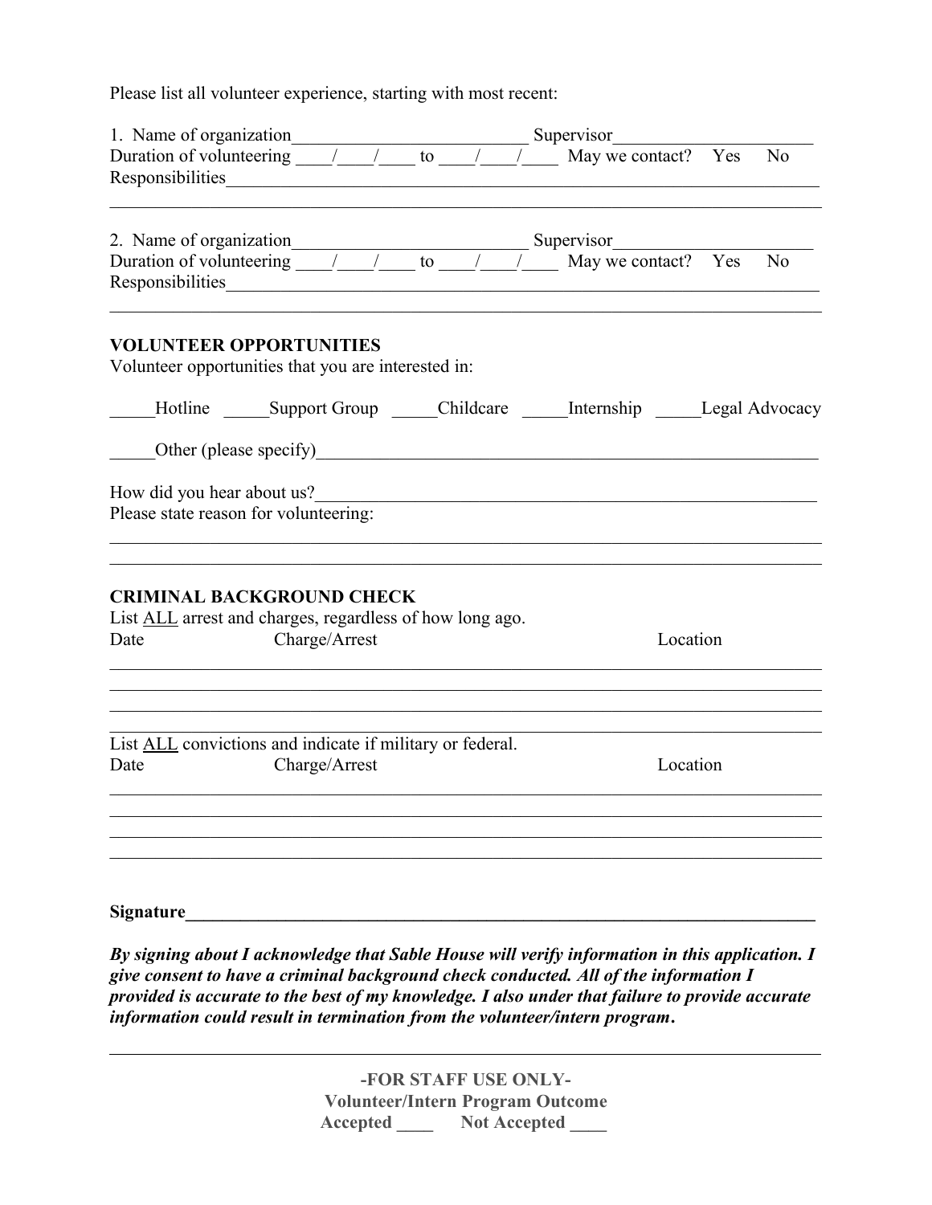Please list all volunteer experience, starting with most recent:

1. Name of organization__________________________ Supervisor______________________
Duration of volunteering ____/____/____ to ____/____/____ May we contact? Yes No
Responsibilities____________________________________________________________________
____________________________________________________________________________________

2. Name of organization__________________________ Supervisor______________________
Duration of volunteering ____/____/____ to ____/____/____ May we contact? Yes No
Responsibilities____________________________________________________________________
____________________________________________________________________________________

**VOLUNTEER OPPORTUNITIES**

Volunteer opportunities that you are interested in:

_____Hotline _____Support Group _____Childcare _____Internship _____Legal Advocacy

_____Other (please specify)__________________________________________________________

How did you hear about us?__________________________________________________________

Please state reason for volunteering:
____________________________________________________________________________________
____________________________________________________________________________________

**CRIMINAL BACKGROUND CHECK**

List ALL arrest and charges, regardless of how long ago.

| Date | Charge/Arrest | Location |
| --- | --- | --- |
| | | |
| | | |
| | | |
| | | |

List ALL convictions and indicate if military or federal.

| Date | Charge/Arrest | Location |
| --- | --- | --- |
| | | |
| | | |
| | | |
| | | |

**Signature**______________________________________________________________________

***By signing about I acknowledge that Sable House will verify information in this application. I give consent to have a criminal background check conducted. All of the information I provided is accurate to the best of my knowledge. I also under that failure to provide accurate information could result in termination from the volunteer/intern program.***

---

**-FOR STAFF USE ONLY-**

**Volunteer/Intern Program Outcome**

**Accepted ____ Not Accepted ____**